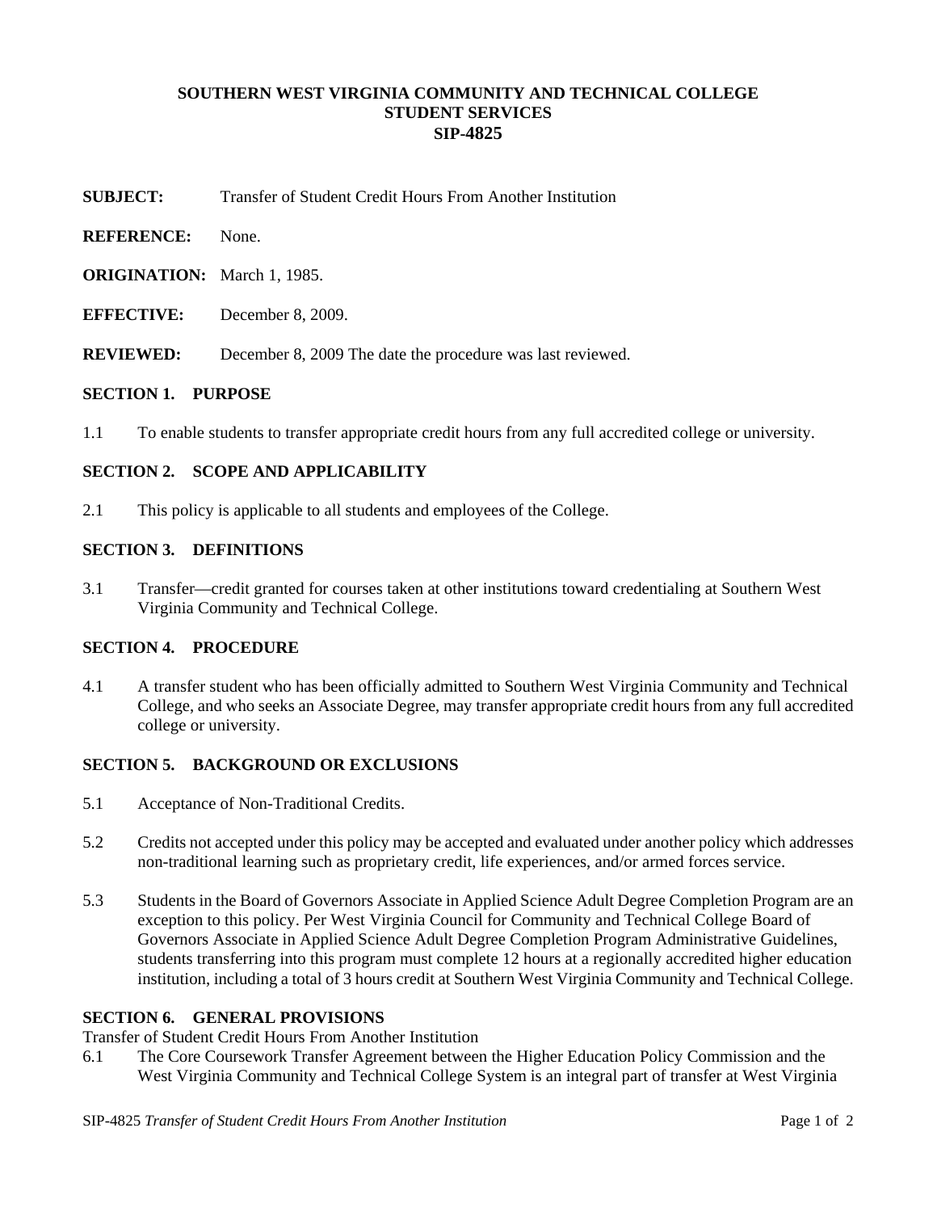**SOUTHERN WEST VIRGINIA COMMUNITY AND TECHNICAL COLLEGE**
**STUDENT SERVICES**
**SIP-4825**

**SUBJECT:** Transfer of Student Credit Hours From Another Institution

**REFERENCE:** None.

**ORIGINATION:** March 1, 1985.

**EFFECTIVE:** December 8, 2009.

**REVIEWED:** December 8, 2009 The date the procedure was last reviewed.

## SECTION 1. PURPOSE

1.1 To enable students to transfer appropriate credit hours from any full accredited college or university.

## SECTION 2. SCOPE AND APPLICABILITY

2.1 This policy is applicable to all students and employees of the College.

## SECTION 3. DEFINITIONS

3.1 Transfer—credit granted for courses taken at other institutions toward credentialing at Southern West Virginia Community and Technical College.

## SECTION 4. PROCEDURE

4.1 A transfer student who has been officially admitted to Southern West Virginia Community and Technical College, and who seeks an Associate Degree, may transfer appropriate credit hours from any full accredited college or university.

## SECTION 5. BACKGROUND OR EXCLUSIONS

5.1 Acceptance of Non-Traditional Credits.

5.2 Credits not accepted under this policy may be accepted and evaluated under another policy which addresses non-traditional learning such as proprietary credit, life experiences, and/or armed forces service.

5.3 Students in the Board of Governors Associate in Applied Science Adult Degree Completion Program are an exception to this policy. Per West Virginia Council for Community and Technical College Board of Governors Associate in Applied Science Adult Degree Completion Program Administrative Guidelines, students transferring into this program must complete 12 hours at a regionally accredited higher education institution, including a total of 3 hours credit at Southern West Virginia Community and Technical College.

## SECTION 6. GENERAL PROVISIONS

Transfer of Student Credit Hours From Another Institution

6.1 The Core Coursework Transfer Agreement between the Higher Education Policy Commission and the West Virginia Community and Technical College System is an integral part of transfer at West Virginia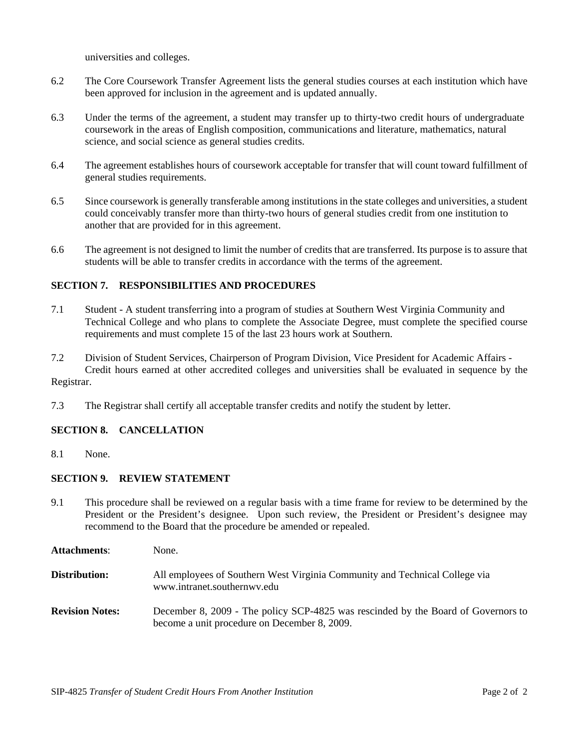universities and colleges.

6.2 The Core Coursework Transfer Agreement lists the general studies courses at each institution which have been approved for inclusion in the agreement and is updated annually.

6.3 Under the terms of the agreement, a student may transfer up to thirty-two credit hours of undergraduate coursework in the areas of English composition, communications and literature, mathematics, natural science, and social science as general studies credits.

6.4 The agreement establishes hours of coursework acceptable for transfer that will count toward fulfillment of general studies requirements.

6.5 Since coursework is generally transferable among institutions in the state colleges and universities, a student could conceivably transfer more than thirty-two hours of general studies credit from one institution to another that are provided for in this agreement.

6.6 The agreement is not designed to limit the number of credits that are transferred. Its purpose is to assure that students will be able to transfer credits in accordance with the terms of the agreement.

## SECTION 7. RESPONSIBILITIES AND PROCEDURES

7.1 Student - A student transferring into a program of studies at Southern West Virginia Community and Technical College and who plans to complete the Associate Degree, must complete the specified course requirements and must complete 15 of the last 23 hours work at Southern.

7.2 Division of Student Services, Chairperson of Program Division, Vice President for Academic Affairs - Credit hours earned at other accredited colleges and universities shall be evaluated in sequence by the Registrar.

7.3 The Registrar shall certify all acceptable transfer credits and notify the student by letter.

## SECTION 8. CANCELLATION

8.1 None.

## SECTION 9. REVIEW STATEMENT

9.1 This procedure shall be reviewed on a regular basis with a time frame for review to be determined by the President or the President's designee. Upon such review, the President or President's designee may recommend to the Board that the procedure be amended or repealed.

**Attachments**: None.

**Distribution:** All employees of Southern West Virginia Community and Technical College via www.intranet.southernwv.edu

**Revision Notes:** December 8, 2009 - The policy SCP-4825 was rescinded by the Board of Governors to become a unit procedure on December 8, 2009.